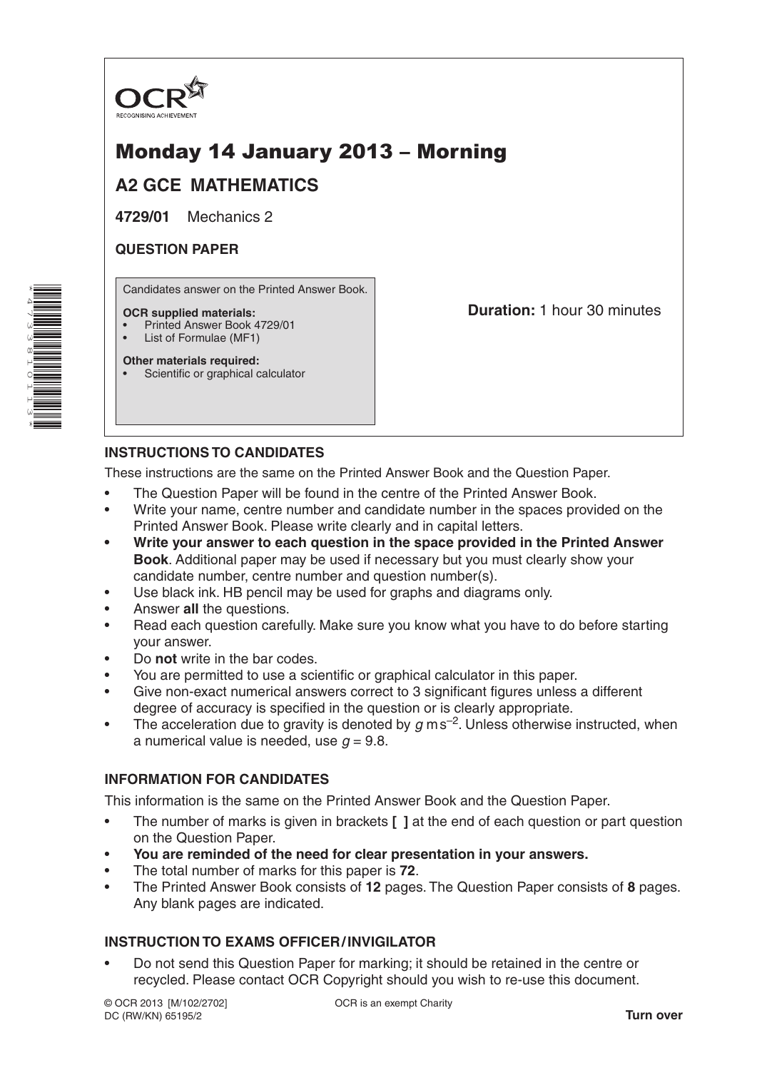OCR
RECOGNISING ACHIEVEMENT

# Monday 14 January 2013 – Morning

## A2 GCE MATHEMATICS

**4729/01** Mechanics 2

**QUESTION PAPER**

Candidates answer on the Printed Answer Book.

**OCR supplied materials:**
- Printed Answer Book 4729/01
- List of Formulae (MF1)

**Other materials required:**
- Scientific or graphical calculator

**Duration:** 1 hour 30 minutes

### INSTRUCTIONS TO CANDIDATES

These instructions are the same on the Printed Answer Book and the Question Paper.

- The Question Paper will be found in the centre of the Printed Answer Book.
- Write your name, centre number and candidate number in the spaces provided on the Printed Answer Book. Please write clearly and in capital letters.
- **Write your answer to each question in the space provided in the Printed Answer Book**. Additional paper may be used if necessary but you must clearly show your candidate number, centre number and question number(s).
- Use black ink. HB pencil may be used for graphs and diagrams only.
- Answer **all** the questions.
- Read each question carefully. Make sure you know what you have to do before starting your answer.
- Do **not** write in the bar codes.
- You are permitted to use a scientific or graphical calculator in this paper.
- Give non-exact numerical answers correct to 3 significant figures unless a different degree of accuracy is specified in the question or is clearly appropriate.
- The acceleration due to gravity is denoted by $g\,\text{m}\,\text{s}^{-2}$. Unless otherwise instructed, when a numerical value is needed, use $g = 9.8$.

### INFORMATION FOR CANDIDATES

This information is the same on the Printed Answer Book and the Question Paper.

- The number of marks is given in brackets **[ ]** at the end of each question or part question on the Question Paper.
- **You are reminded of the need for clear presentation in your answers.**
- The total number of marks for this paper is **72**.
- The Printed Answer Book consists of **12** pages. The Question Paper consists of **8** pages. Any blank pages are indicated.

### INSTRUCTION TO EXAMS OFFICER / INVIGILATOR

- Do not send this Question Paper for marking; it should be retained in the centre or recycled. Please contact OCR Copyright should you wish to re-use this document.

© OCR 2013 [M/102/2702]
DC (RW/KN) 65195/2

OCR is an exempt Charity

**Turn over**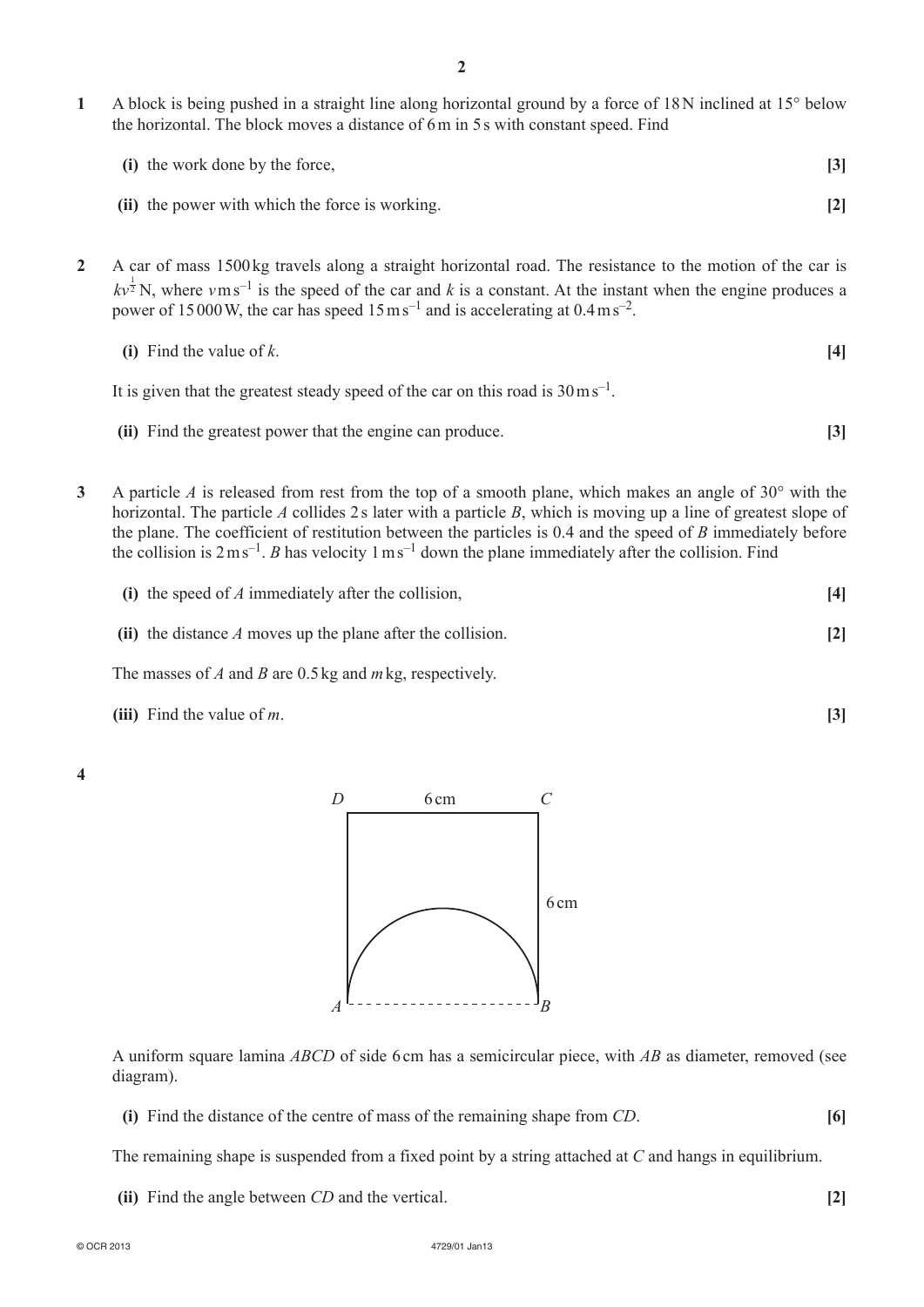**1** A block is being pushed in a straight line along horizontal ground by a force of 18 N inclined at 15° below the horizontal. The block moves a distance of 6 m in 5 s with constant speed. Find

**(i)** the work done by the force, **[3]**

**(ii)** the power with which the force is working. **[2]**

**2** A car of mass 1500 kg travels along a straight horizontal road. The resistance to the motion of the car is $kv^{\frac{1}{2}}$ N, where $v$ m s$^{-1}$ is the speed of the car and $k$ is a constant. At the instant when the engine produces a power of 15 000 W, the car has speed 15 m s$^{-1}$ and is accelerating at 0.4 m s$^{-2}$.

**(i)** Find the value of $k$. **[4]**

It is given that the greatest steady speed of the car on this road is 30 m s$^{-1}$.

**(ii)** Find the greatest power that the engine can produce. **[3]**

**3** A particle $A$ is released from rest from the top of a smooth plane, which makes an angle of 30° with the horizontal. The particle $A$ collides 2 s later with a particle $B$, which is moving up a line of greatest slope of the plane. The coefficient of restitution between the particles is 0.4 and the speed of $B$ immediately before the collision is 2 m s$^{-1}$. $B$ has velocity 1 m s$^{-1}$ down the plane immediately after the collision. Find

**(i)** the speed of $A$ immediately after the collision, **[4]**

**(ii)** the distance $A$ moves up the plane after the collision. **[2]**

The masses of $A$ and $B$ are 0.5 kg and $m$ kg, respectively.

**(iii)** Find the value of $m$. **[3]**

**4**

A uniform square lamina $ABCD$ of side 6 cm has a semicircular piece, with $AB$ as diameter, removed (see diagram).

**(i)** Find the distance of the centre of mass of the remaining shape from $CD$. **[6]**

The remaining shape is suspended from a fixed point by a string attached at $C$ and hangs in equilibrium.

**(ii)** Find the angle between $CD$ and the vertical. **[2]**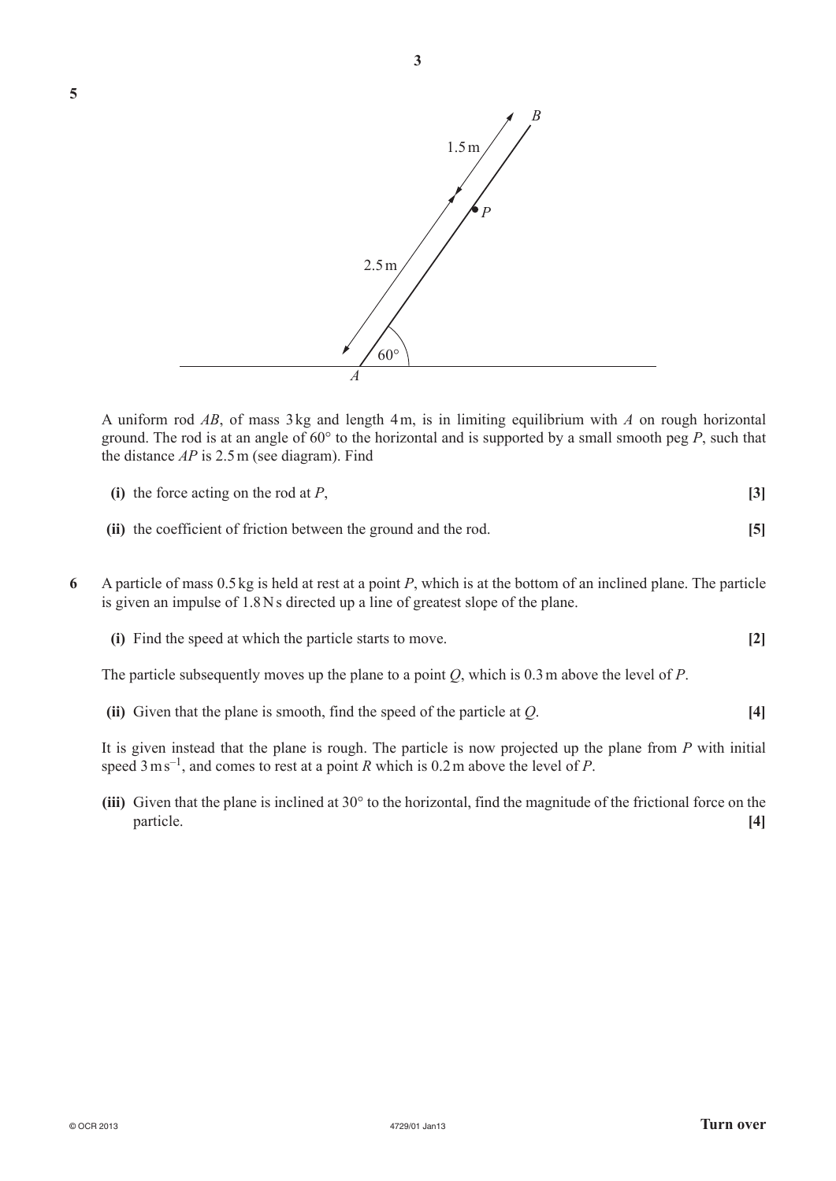**5**

A uniform rod $AB$, of mass 3 kg and length 4 m, is in limiting equilibrium with $A$ on rough horizontal ground. The rod is at an angle of 60° to the horizontal and is supported by a small smooth peg $P$, such that the distance $AP$ is 2.5 m (see diagram). Find

**(i)** the force acting on the rod at $P$, **[3]**

**(ii)** the coefficient of friction between the ground and the rod. **[5]**

**6** A particle of mass 0.5 kg is held at rest at a point $P$, which is at the bottom of an inclined plane. The particle is given an impulse of 1.8 N s directed up a line of greatest slope of the plane.

**(i)** Find the speed at which the particle starts to move. **[2]**

The particle subsequently moves up the plane to a point $Q$, which is 0.3 m above the level of $P$.

**(ii)** Given that the plane is smooth, find the speed of the particle at $Q$. **[4]**

It is given instead that the plane is rough. The particle is now projected up the plane from $P$ with initial speed $3\,\text{m}\,\text{s}^{-1}$, and comes to rest at a point $R$ which is 0.2 m above the level of $P$.

**(iii)** Given that the plane is inclined at 30° to the horizontal, find the magnitude of the frictional force on the particle. **[4]**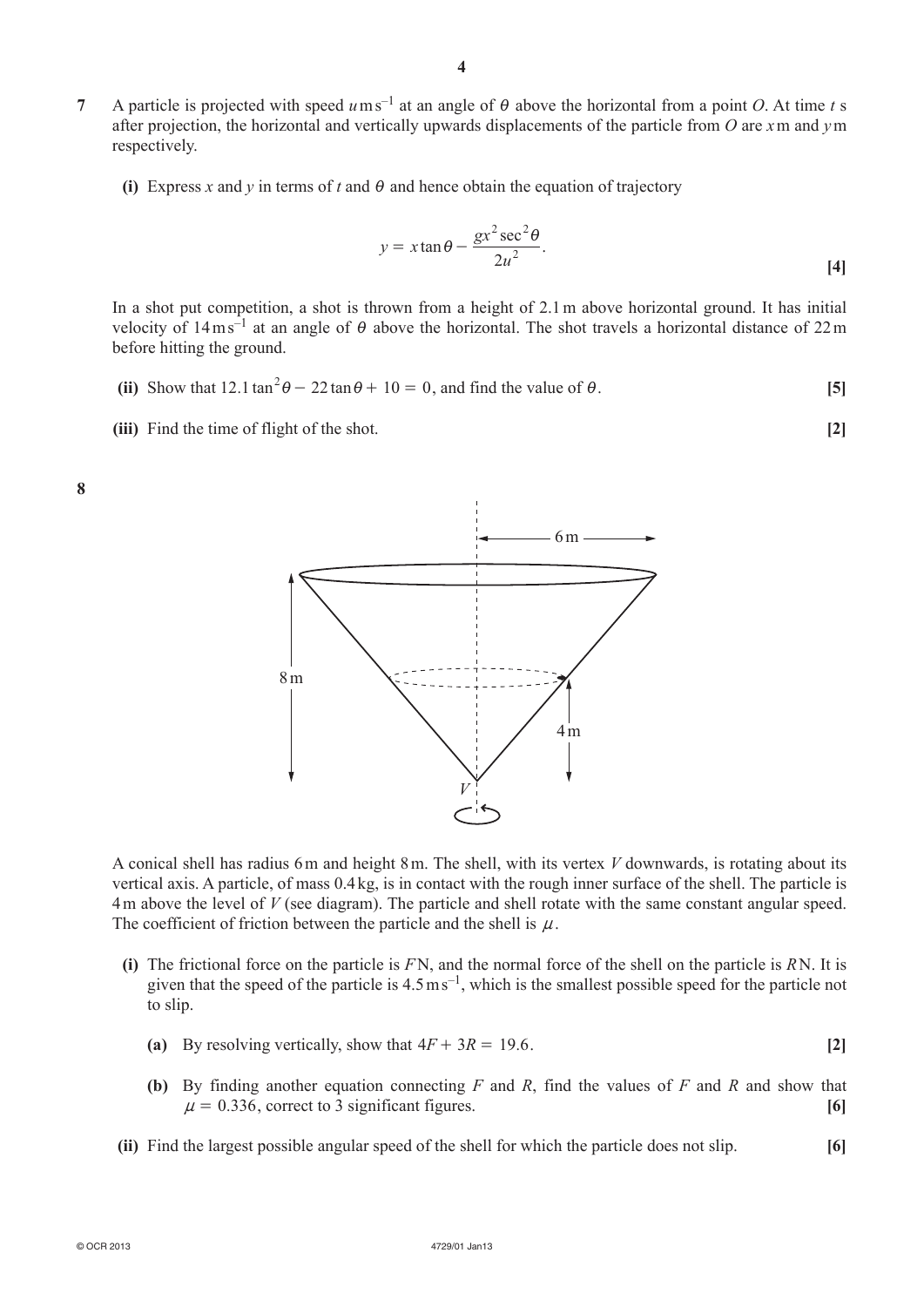**7** A particle is projected with speed $u\,\text{m}\,\text{s}^{-1}$ at an angle of $\theta$ above the horizontal from a point $O$. At time $t$ s after projection, the horizontal and vertically upwards displacements of the particle from $O$ are $x$ m and $y$ m respectively.

**(i)** Express $x$ and $y$ in terms of $t$ and $\theta$ and hence obtain the equation of trajectory

$$y = x\tan\theta - \frac{gx^2\sec^2\theta}{2u^2}.$$

**[4]**

In a shot put competition, a shot is thrown from a height of 2.1 m above horizontal ground. It has initial velocity of $14\,\text{m}\,\text{s}^{-1}$ at an angle of $\theta$ above the horizontal. The shot travels a horizontal distance of 22 m before hitting the ground.

**(ii)** Show that $12.1\tan^2\theta - 22\tan\theta + 10 = 0$, and find the value of $\theta$. **[5]**

**(iii)** Find the time of flight of the shot. **[2]**

**8**

A conical shell has radius 6 m and height 8 m. The shell, with its vertex $V$ downwards, is rotating about its vertical axis. A particle, of mass 0.4 kg, is in contact with the rough inner surface of the shell. The particle is 4 m above the level of $V$ (see diagram). The particle and shell rotate with the same constant angular speed. The coefficient of friction between the particle and the shell is $\mu$.

**(i)** The frictional force on the particle is $F$ N, and the normal force of the shell on the particle is $R$ N. It is given that the speed of the particle is $4.5\,\text{m}\,\text{s}^{-1}$, which is the smallest possible speed for the particle not to slip.

**(a)** By resolving vertically, show that $4F + 3R = 19.6$. **[2]**

**(b)** By finding another equation connecting $F$ and $R$, find the values of $F$ and $R$ and show that $\mu = 0.336$, correct to 3 significant figures. **[6]**

**(ii)** Find the largest possible angular speed of the shell for which the particle does not slip. **[6]**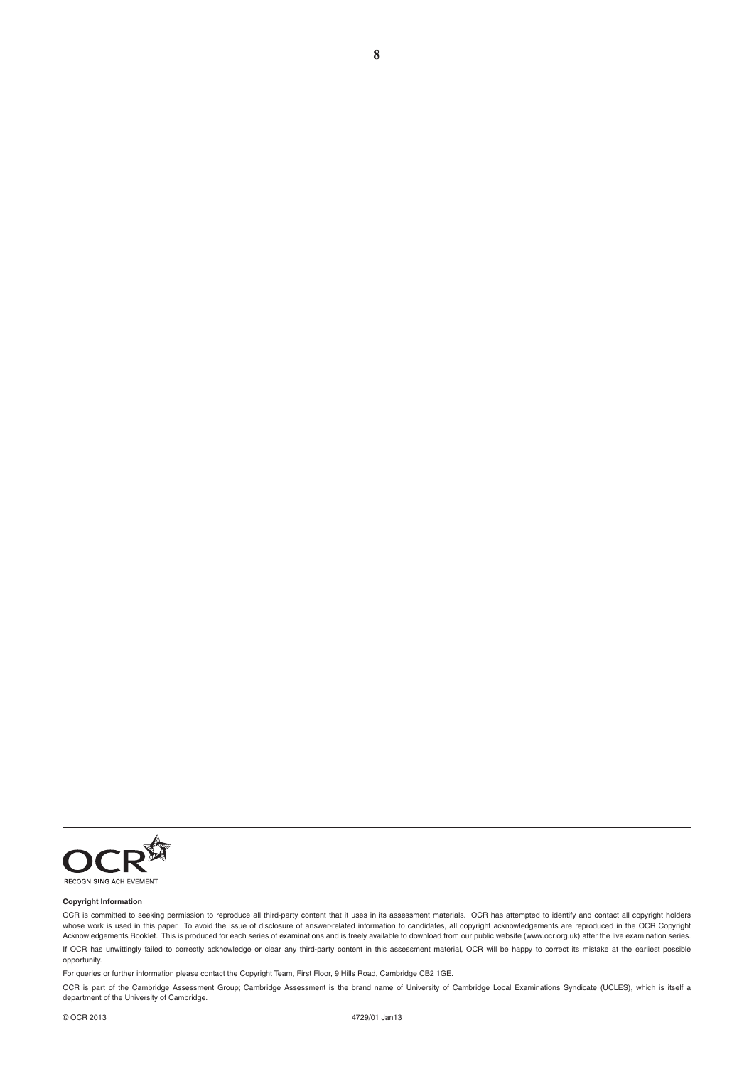OCR

RECOGNISING ACHIEVEMENT

**Copyright Information**

OCR is committed to seeking permission to reproduce all third-party content that it uses in its assessment materials. OCR has attempted to identify and contact all copyright holders whose work is used in this paper. To avoid the issue of disclosure of answer-related information to candidates, all copyright acknowledgements are reproduced in the OCR Copyright Acknowledgements Booklet. This is produced for each series of examinations and is freely available to download from our public website (www.ocr.org.uk) after the live examination series.

If OCR has unwittingly failed to correctly acknowledge or clear any third-party content in this assessment material, OCR will be happy to correct its mistake at the earliest possible opportunity.

For queries or further information please contact the Copyright Team, First Floor, 9 Hills Road, Cambridge CB2 1GE.

OCR is part of the Cambridge Assessment Group; Cambridge Assessment is the brand name of University of Cambridge Local Examinations Syndicate (UCLES), which is itself a department of the University of Cambridge.

© OCR 2013 4729/01 Jan13